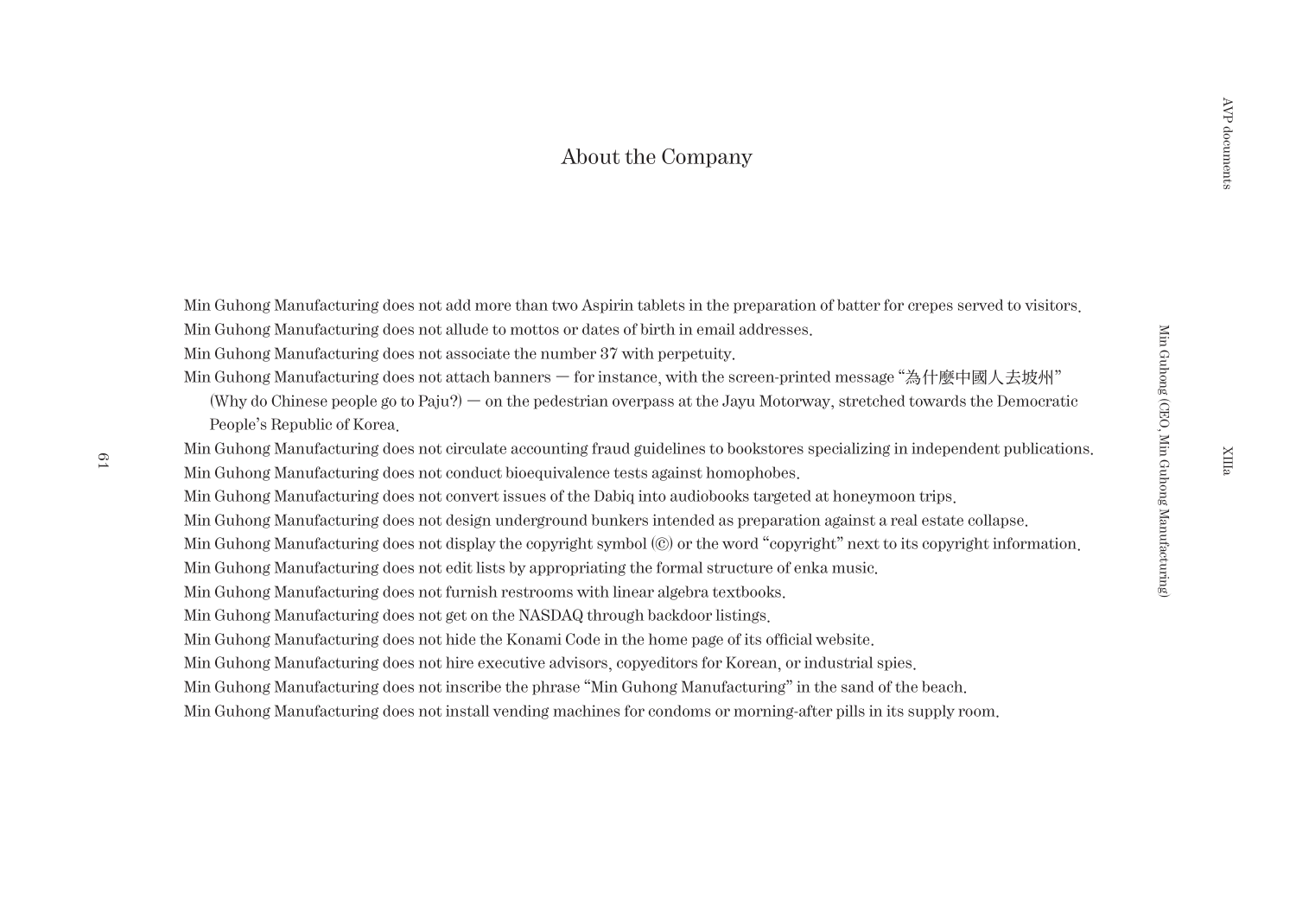# About the Company

Min Guhong Manufacturing does not add more than two Aspirin tablets in the preparation of batter for crepes served to visitors.
Min Guhong Manufacturing does not allude to mottos or dates of birth in email addresses.
Min Guhong Manufacturing does not associate the number 37 with perpetuity.
Min Guhong Manufacturing does not attach banners — for instance, with the screen-printed message "為什麼中國人去坡州" (Why do Chinese people go to Paju?) — on the pedestrian overpass at the Jayu Motorway, stretched towards the Democratic People's Republic of Korea.
Min Guhong Manufacturing does not circulate accounting fraud guidelines to bookstores specializing in independent publications.
Min Guhong Manufacturing does not conduct bioequivalence tests against homophobes.
Min Guhong Manufacturing does not convert issues of the Dabiq into audiobooks targeted at honeymoon trips.
Min Guhong Manufacturing does not design underground bunkers intended as preparation against a real estate collapse.
Min Guhong Manufacturing does not display the copyright symbol (©) or the word "copyright" next to its copyright information.
Min Guhong Manufacturing does not edit lists by appropriating the formal structure of enka music.
Min Guhong Manufacturing does not furnish restrooms with linear algebra textbooks.
Min Guhong Manufacturing does not get on the NASDAQ through backdoor listings.
Min Guhong Manufacturing does not hide the Konami Code in the home page of its official website.
Min Guhong Manufacturing does not hire executive advisors, copyeditors for Korean, or industrial spies.
Min Guhong Manufacturing does not inscribe the phrase "Min Guhong Manufacturing" in the sand of the beach.
Min Guhong Manufacturing does not install vending machines for condoms or morning-after pills in its supply room.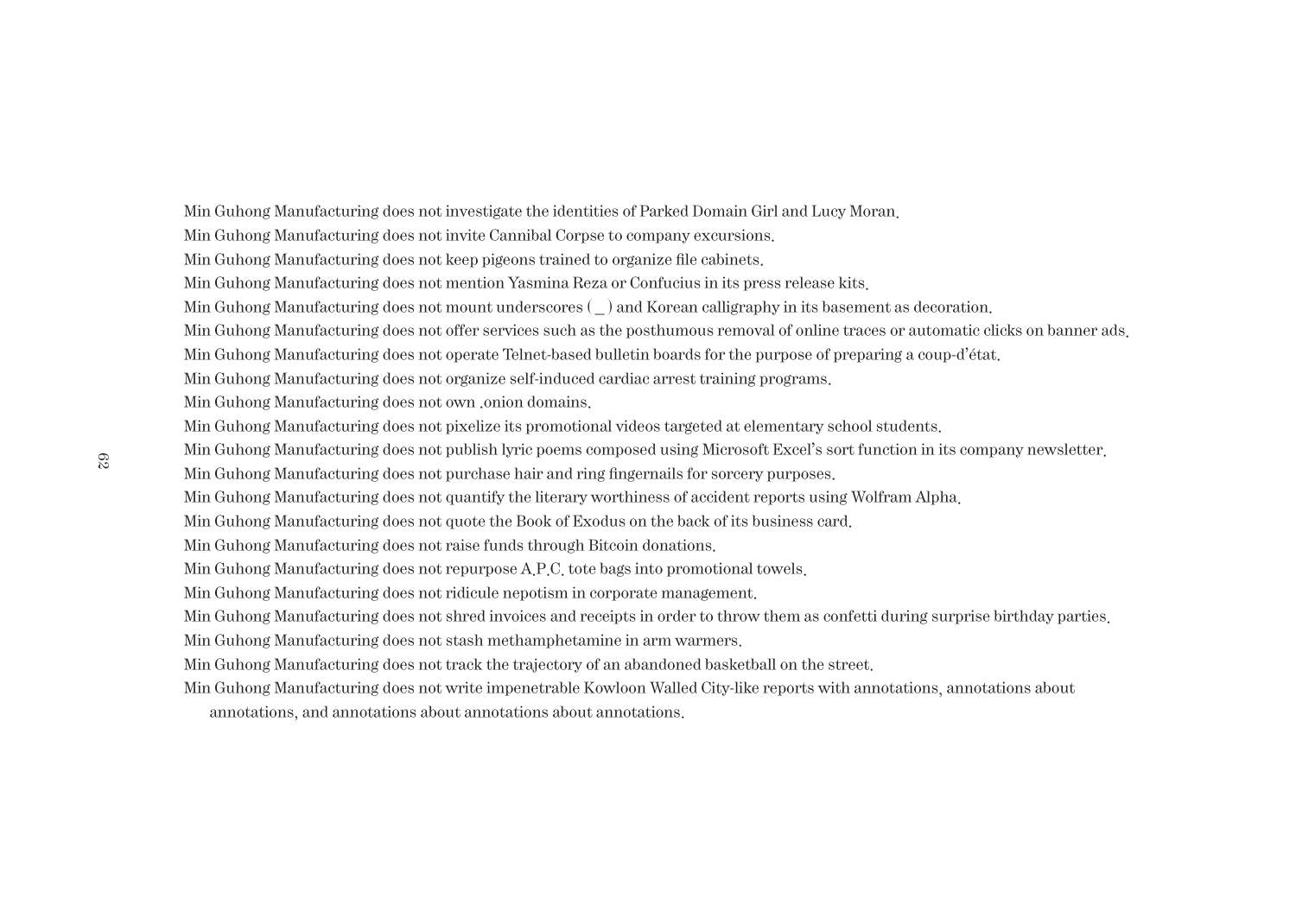Min Guhong Manufacturing does not investigate the identities of Parked Domain Girl and Lucy Moran.
Min Guhong Manufacturing does not invite Cannibal Corpse to company excursions.
Min Guhong Manufacturing does not keep pigeons trained to organize file cabinets.
Min Guhong Manufacturing does not mention Yasmina Reza or Confucius in its press release kits.
Min Guhong Manufacturing does not mount underscores ( _ ) and Korean calligraphy in its basement as decoration.
Min Guhong Manufacturing does not offer services such as the posthumous removal of online traces or automatic clicks on banner ads.
Min Guhong Manufacturing does not operate Telnet-based bulletin boards for the purpose of preparing a coup-d'état.
Min Guhong Manufacturing does not organize self-induced cardiac arrest training programs.
Min Guhong Manufacturing does not own .onion domains.
Min Guhong Manufacturing does not pixelize its promotional videos targeted at elementary school students.
Min Guhong Manufacturing does not publish lyric poems composed using Microsoft Excel's sort function in its company newsletter.
Min Guhong Manufacturing does not purchase hair and ring fingernails for sorcery purposes.
Min Guhong Manufacturing does not quantify the literary worthiness of accident reports using Wolfram Alpha.
Min Guhong Manufacturing does not quote the Book of Exodus on the back of its business card.
Min Guhong Manufacturing does not raise funds through Bitcoin donations.
Min Guhong Manufacturing does not repurpose A.P.C. tote bags into promotional towels.
Min Guhong Manufacturing does not ridicule nepotism in corporate management.
Min Guhong Manufacturing does not shred invoices and receipts in order to throw them as confetti during surprise birthday parties.
Min Guhong Manufacturing does not stash methamphetamine in arm warmers.
Min Guhong Manufacturing does not track the trajectory of an abandoned basketball on the street.
Min Guhong Manufacturing does not write impenetrable Kowloon Walled City-like reports with annotations, annotations about annotations, and annotations about annotations about annotations.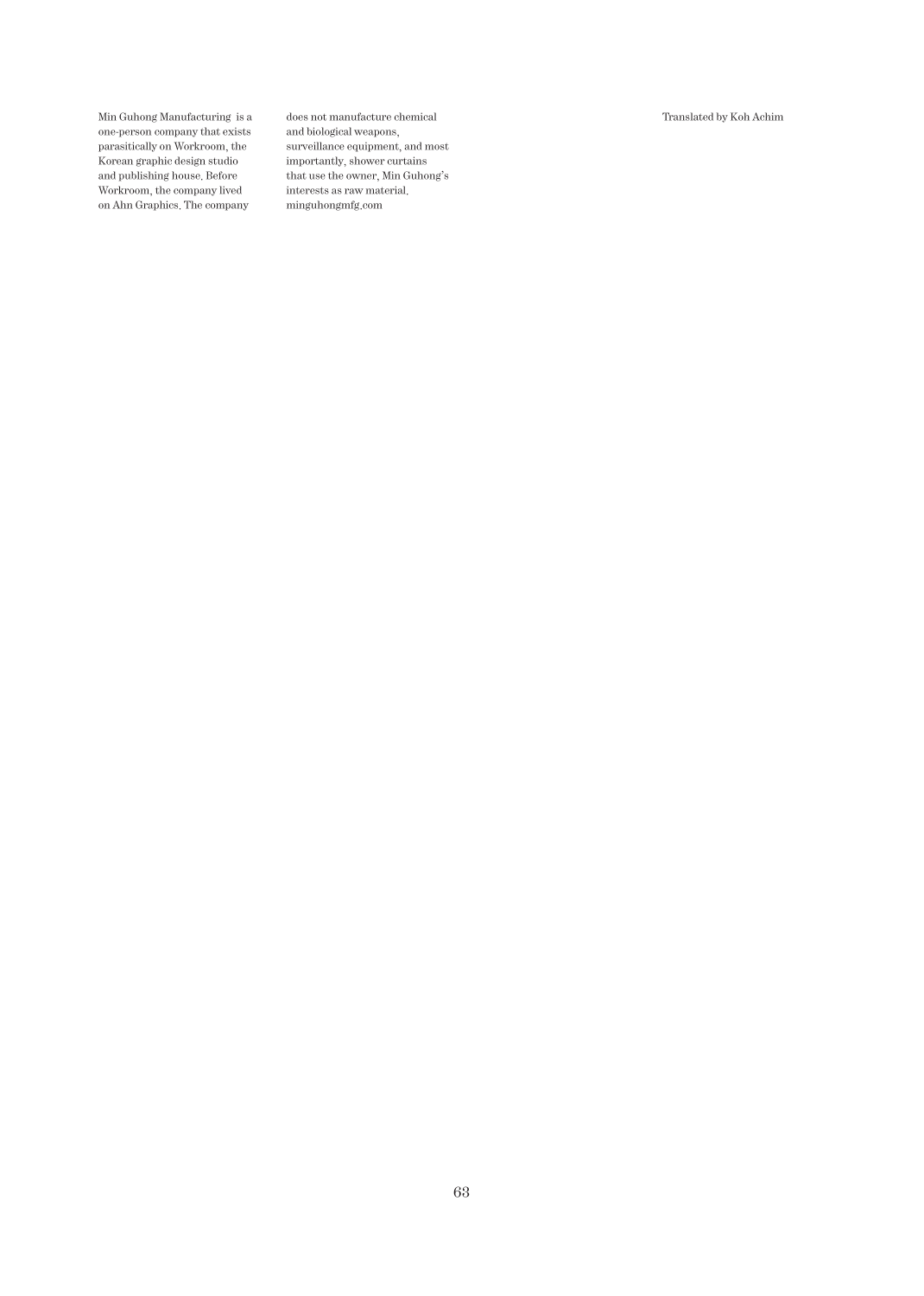Min Guhong Manufacturing is a one-person company that exists parasitically on Workroom, the Korean graphic design studio and publishing house. Before Workroom, the company lived on Ahn Graphics. The company does not manufacture chemical and biological weapons, surveillance equipment, and most importantly, shower curtains that use the owner, Min Guhong's interests as raw material. minguhongmfg.com

Translated by Koh Achim